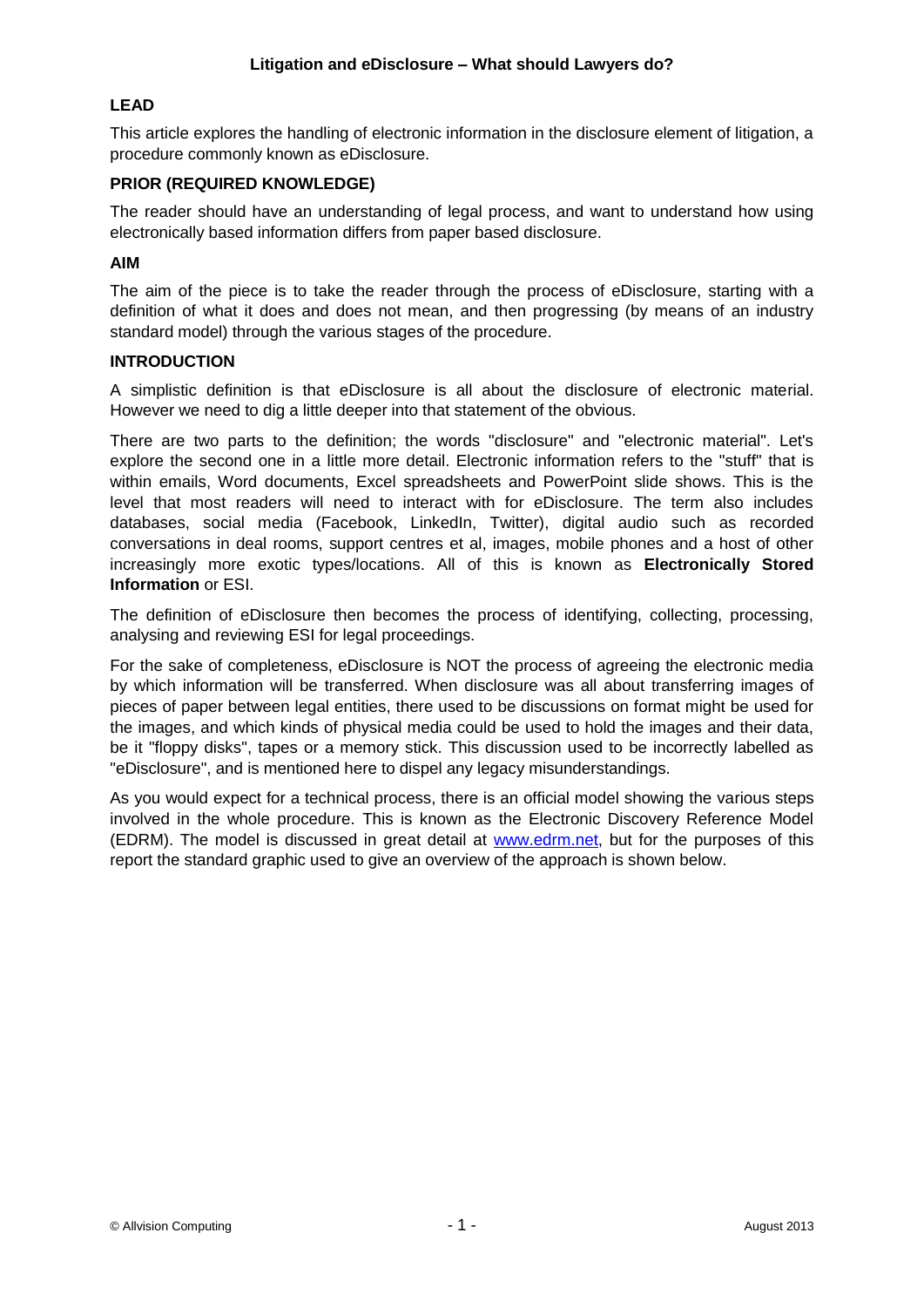# Litigation and eDisclosure – What should Lawyers do?

## LEAD

This article explores the handling of electronic information in the disclosure element of litigation, a procedure commonly known as eDisclosure.

## PRIOR (REQUIRED KNOWLEDGE)

The reader should have an understanding of legal process, and want to understand how using electronically based information differs from paper based disclosure.

## AIM

The aim of the piece is to take the reader through the process of eDisclosure, starting with a definition of what it does and does not mean, and then progressing (by means of an industry standard model) through the various stages of the procedure.

## INTRODUCTION

A simplistic definition is that eDisclosure is all about the disclosure of electronic material. However we need to dig a little deeper into that statement of the obvious.

There are two parts to the definition; the words "disclosure" and "electronic material". Let's explore the second one in a little more detail. Electronic information refers to the "stuff" that is within emails, Word documents, Excel spreadsheets and PowerPoint slide shows. This is the level that most readers will need to interact with for eDisclosure. The term also includes databases, social media (Facebook, LinkedIn, Twitter), digital audio such as recorded conversations in deal rooms, support centres et al, images, mobile phones and a host of other increasingly more exotic types/locations. All of this is known as **Electronically Stored Information** or ESI.

The definition of eDisclosure then becomes the process of identifying, collecting, processing, analysing and reviewing ESI for legal proceedings.

For the sake of completeness, eDisclosure is NOT the process of agreeing the electronic media by which information will be transferred. When disclosure was all about transferring images of pieces of paper between legal entities, there used to be discussions on format might be used for the images, and which kinds of physical media could be used to hold the images and their data, be it "floppy disks", tapes or a memory stick. This discussion used to be incorrectly labelled as "eDisclosure", and is mentioned here to dispel any legacy misunderstandings.

As you would expect for a technical process, there is an official model showing the various steps involved in the whole procedure. This is known as the Electronic Discovery Reference Model (EDRM). The model is discussed in great detail at [www.edrm.net](http://www.edrm.net), but for the purposes of this report the standard graphic used to give an overview of the approach is shown below.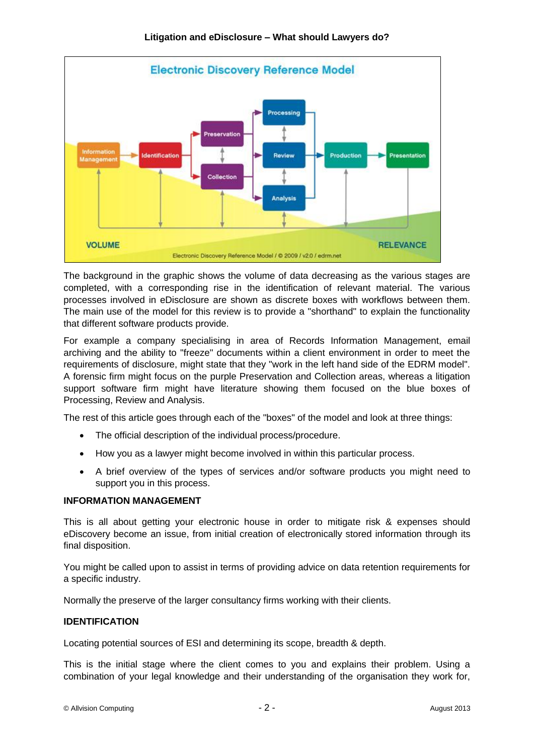The background in the graphic shows the volume of data decreasing as the various stages are completed, with a corresponding rise in the identification of relevant material. The various processes involved in eDisclosure are shown as discrete boxes with workflows between them. The main use of the model for this review is to provide a "shorthand" to explain the functionality that different software products provide.

For example a company specialising in area of Records Information Management, email archiving and the ability to "freeze" documents within a client environment in order to meet the requirements of disclosure, might state that they "work in the left hand side of the EDRM model". A forensic firm might focus on the purple Preservation and Collection areas, whereas a litigation support software firm might have literature showing them focused on the blue boxes of Processing, Review and Analysis.

The rest of this article goes through each of the "boxes" of the model and look at three things:

- The official description of the individual process/procedure.
- How you as a lawyer might become involved in within this particular process.
- A brief overview of the types of services and/or software products you might need to support you in this process.

**INFORMATION MANAGEMENT**

This is all about getting your electronic house in order to mitigate risk & expenses should eDiscovery become an issue, from initial creation of electronically stored information through its final disposition.

You might be called upon to assist in terms of providing advice on data retention requirements for a specific industry.

Normally the preserve of the larger consultancy firms working with their clients.

**IDENTIFICATION**

Locating potential sources of ESI and determining its scope, breadth & depth.

This is the initial stage where the client comes to you and explains their problem. Using a combination of your legal knowledge and their understanding of the organisation they work for,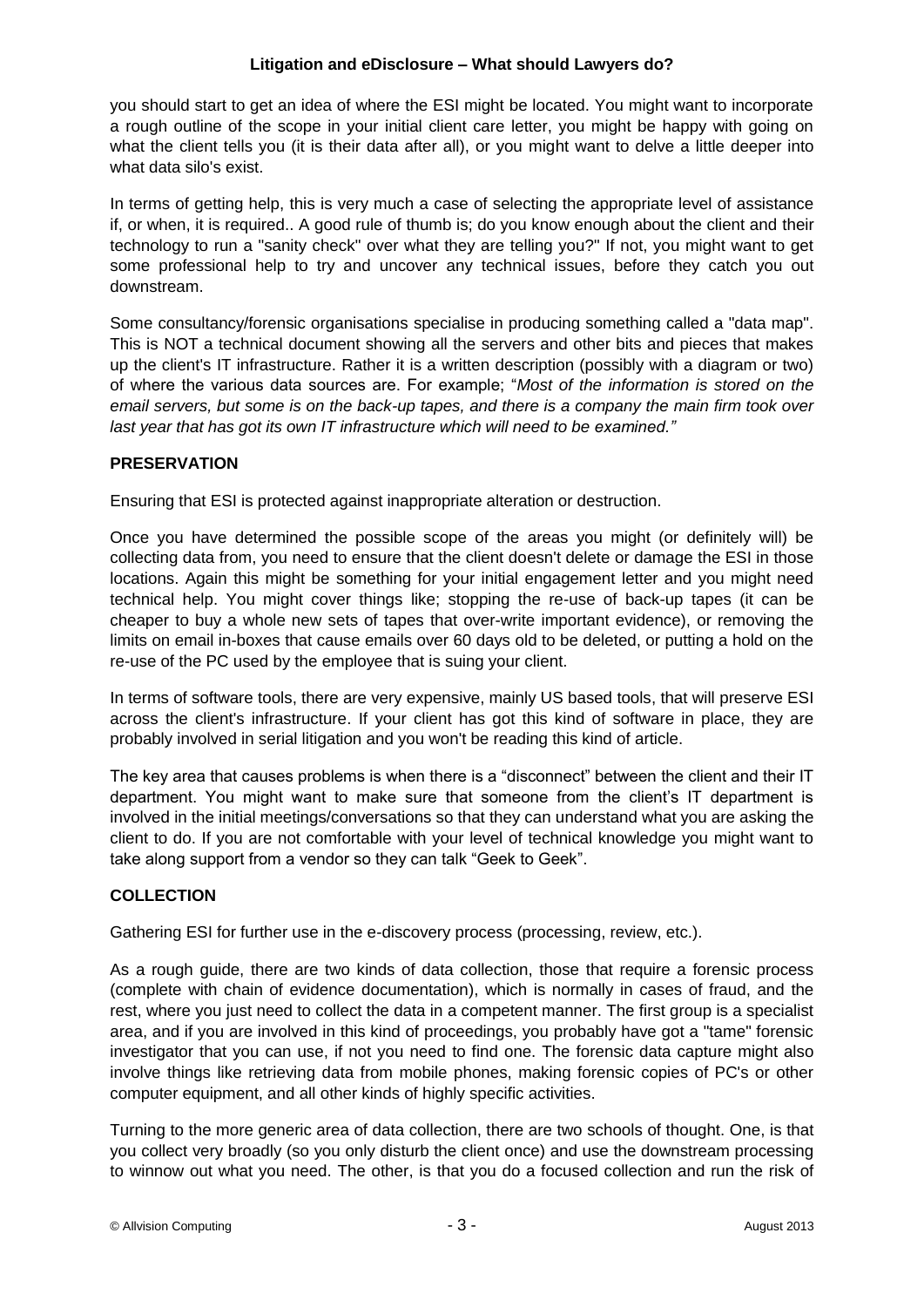you should start to get an idea of where the ESI might be located. You might want to incorporate a rough outline of the scope in your initial client care letter, you might be happy with going on what the client tells you (it is their data after all), or you might want to delve a little deeper into what data silo's exist.

In terms of getting help, this is very much a case of selecting the appropriate level of assistance if, or when, it is required.. A good rule of thumb is; do you know enough about the client and their technology to run a "sanity check" over what they are telling you?" If not, you might want to get some professional help to try and uncover any technical issues, before they catch you out downstream.

Some consultancy/forensic organisations specialise in producing something called a "data map". This is NOT a technical document showing all the servers and other bits and pieces that makes up the client's IT infrastructure. Rather it is a written description (possibly with a diagram or two) of where the various data sources are. For example; "*Most of the information is stored on the email servers, but some is on the back-up tapes, and there is a company the main firm took over last year that has got its own IT infrastructure which will need to be examined.*"

## PRESERVATION

Ensuring that ESI is protected against inappropriate alteration or destruction.

Once you have determined the possible scope of the areas you might (or definitely will) be collecting data from, you need to ensure that the client doesn't delete or damage the ESI in those locations. Again this might be something for your initial engagement letter and you might need technical help. You might cover things like; stopping the re-use of back-up tapes (it can be cheaper to buy a whole new sets of tapes that over-write important evidence), or removing the limits on email in-boxes that cause emails over 60 days old to be deleted, or putting a hold on the re-use of the PC used by the employee that is suing your client.

In terms of software tools, there are very expensive, mainly US based tools, that will preserve ESI across the client's infrastructure. If your client has got this kind of software in place, they are probably involved in serial litigation and you won't be reading this kind of article.

The key area that causes problems is when there is a "disconnect" between the client and their IT department. You might want to make sure that someone from the client's IT department is involved in the initial meetings/conversations so that they can understand what you are asking the client to do. If you are not comfortable with your level of technical knowledge you might want to take along support from a vendor so they can talk "Geek to Geek".

## COLLECTION

Gathering ESI for further use in the e-discovery process (processing, review, etc.).

As a rough guide, there are two kinds of data collection, those that require a forensic process (complete with chain of evidence documentation), which is normally in cases of fraud, and the rest, where you just need to collect the data in a competent manner. The first group is a specialist area, and if you are involved in this kind of proceedings, you probably have got a "tame" forensic investigator that you can use, if not you need to find one. The forensic data capture might also involve things like retrieving data from mobile phones, making forensic copies of PC's or other computer equipment, and all other kinds of highly specific activities.

Turning to the more generic area of data collection, there are two schools of thought. One, is that you collect very broadly (so you only disturb the client once) and use the downstream processing to winnow out what you need. The other, is that you do a focused collection and run the risk of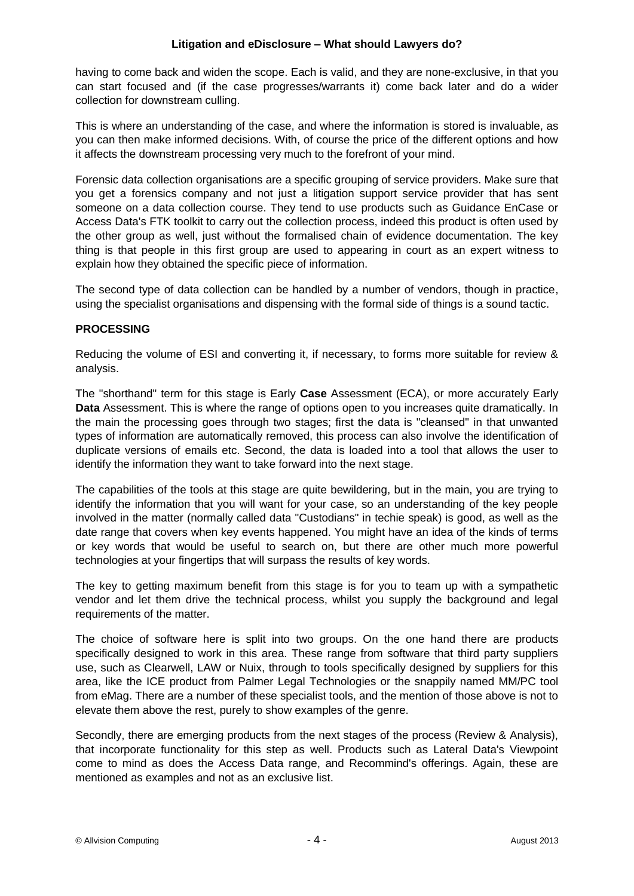having to come back and widen the scope. Each is valid, and they are none-exclusive, in that you can start focused and (if the case progresses/warrants it) come back later and do a wider collection for downstream culling.

This is where an understanding of the case, and where the information is stored is invaluable, as you can then make informed decisions. With, of course the price of the different options and how it affects the downstream processing very much to the forefront of your mind.

Forensic data collection organisations are a specific grouping of service providers. Make sure that you get a forensics company and not just a litigation support service provider that has sent someone on a data collection course. They tend to use products such as Guidance EnCase or Access Data's FTK toolkit to carry out the collection process, indeed this product is often used by the other group as well, just without the formalised chain of evidence documentation. The key thing is that people in this first group are used to appearing in court as an expert witness to explain how they obtained the specific piece of information.

The second type of data collection can be handled by a number of vendors, though in practice, using the specialist organisations and dispensing with the formal side of things is a sound tactic.

**PROCESSING**

Reducing the volume of ESI and converting it, if necessary, to forms more suitable for review & analysis.

The "shorthand" term for this stage is Early **Case** Assessment (ECA), or more accurately Early **Data** Assessment. This is where the range of options open to you increases quite dramatically. In the main the processing goes through two stages; first the data is "cleansed" in that unwanted types of information are automatically removed, this process can also involve the identification of duplicate versions of emails etc. Second, the data is loaded into a tool that allows the user to identify the information they want to take forward into the next stage.

The capabilities of the tools at this stage are quite bewildering, but in the main, you are trying to identify the information that you will want for your case, so an understanding of the key people involved in the matter (normally called data "Custodians" in techie speak) is good, as well as the date range that covers when key events happened. You might have an idea of the kinds of terms or key words that would be useful to search on, but there are other much more powerful technologies at your fingertips that will surpass the results of key words.

The key to getting maximum benefit from this stage is for you to team up with a sympathetic vendor and let them drive the technical process, whilst you supply the background and legal requirements of the matter.

The choice of software here is split into two groups. On the one hand there are products specifically designed to work in this area. These range from software that third party suppliers use, such as Clearwell, LAW or Nuix, through to tools specifically designed by suppliers for this area, like the ICE product from Palmer Legal Technologies or the snappily named MM/PC tool from eMag. There are a number of these specialist tools, and the mention of those above is not to elevate them above the rest, purely to show examples of the genre.

Secondly, there are emerging products from the next stages of the process (Review & Analysis), that incorporate functionality for this step as well. Products such as Lateral Data's Viewpoint come to mind as does the Access Data range, and Recommind's offerings. Again, these are mentioned as examples and not as an exclusive list.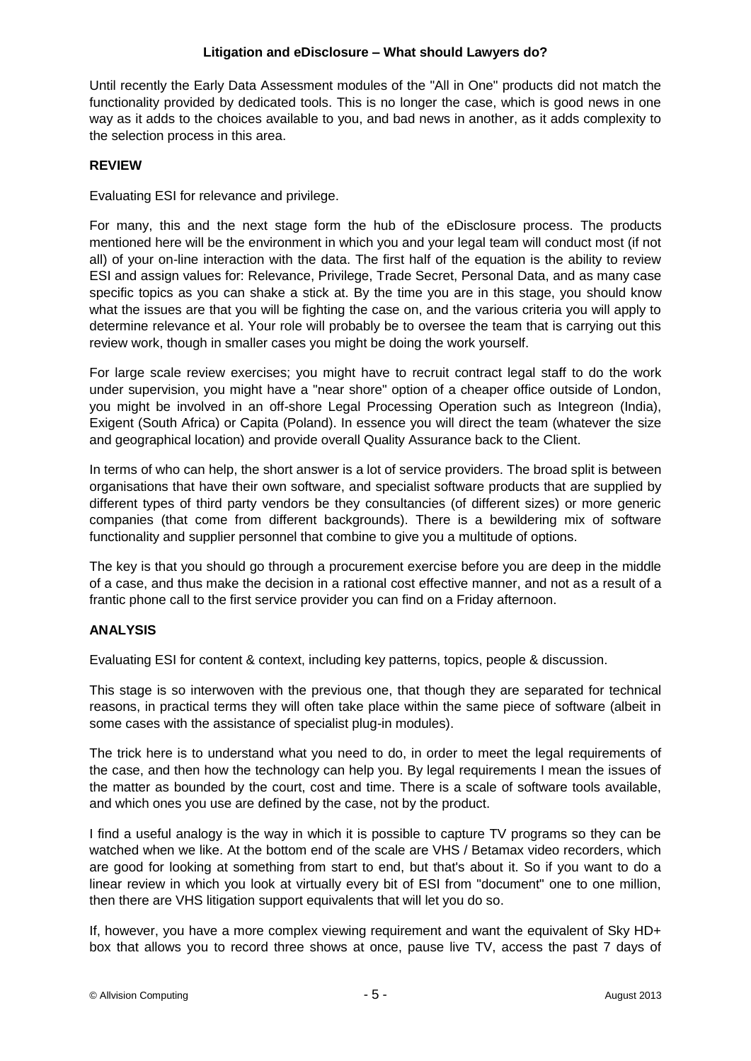Until recently the Early Data Assessment modules of the "All in One" products did not match the functionality provided by dedicated tools. This is no longer the case, which is good news in one way as it adds to the choices available to you, and bad news in another, as it adds complexity to the selection process in this area.

## REVIEW

Evaluating ESI for relevance and privilege.

For many, this and the next stage form the hub of the eDisclosure process. The products mentioned here will be the environment in which you and your legal team will conduct most (if not all) of your on-line interaction with the data. The first half of the equation is the ability to review ESI and assign values for: Relevance, Privilege, Trade Secret, Personal Data, and as many case specific topics as you can shake a stick at. By the time you are in this stage, you should know what the issues are that you will be fighting the case on, and the various criteria you will apply to determine relevance et al. Your role will probably be to oversee the team that is carrying out this review work, though in smaller cases you might be doing the work yourself.

For large scale review exercises; you might have to recruit contract legal staff to do the work under supervision, you might have a "near shore" option of a cheaper office outside of London, you might be involved in an off-shore Legal Processing Operation such as Integreon (India), Exigent (South Africa) or Capita (Poland). In essence you will direct the team (whatever the size and geographical location) and provide overall Quality Assurance back to the Client.

In terms of who can help, the short answer is a lot of service providers. The broad split is between organisations that have their own software, and specialist software products that are supplied by different types of third party vendors be they consultancies (of different sizes) or more generic companies (that come from different backgrounds). There is a bewildering mix of software functionality and supplier personnel that combine to give you a multitude of options.

The key is that you should go through a procurement exercise before you are deep in the middle of a case, and thus make the decision in a rational cost effective manner, and not as a result of a frantic phone call to the first service provider you can find on a Friday afternoon.

## ANALYSIS

Evaluating ESI for content & context, including key patterns, topics, people & discussion.

This stage is so interwoven with the previous one, that though they are separated for technical reasons, in practical terms they will often take place within the same piece of software (albeit in some cases with the assistance of specialist plug-in modules).

The trick here is to understand what you need to do, in order to meet the legal requirements of the case, and then how the technology can help you. By legal requirements I mean the issues of the matter as bounded by the court, cost and time. There is a scale of software tools available, and which ones you use are defined by the case, not by the product.

I find a useful analogy is the way in which it is possible to capture TV programs so they can be watched when we like. At the bottom end of the scale are VHS / Betamax video recorders, which are good for looking at something from start to end, but that's about it. So if you want to do a linear review in which you look at virtually every bit of ESI from "document" one to one million, then there are VHS litigation support equivalents that will let you do so.

If, however, you have a more complex viewing requirement and want the equivalent of Sky HD+ box that allows you to record three shows at once, pause live TV, access the past 7 days of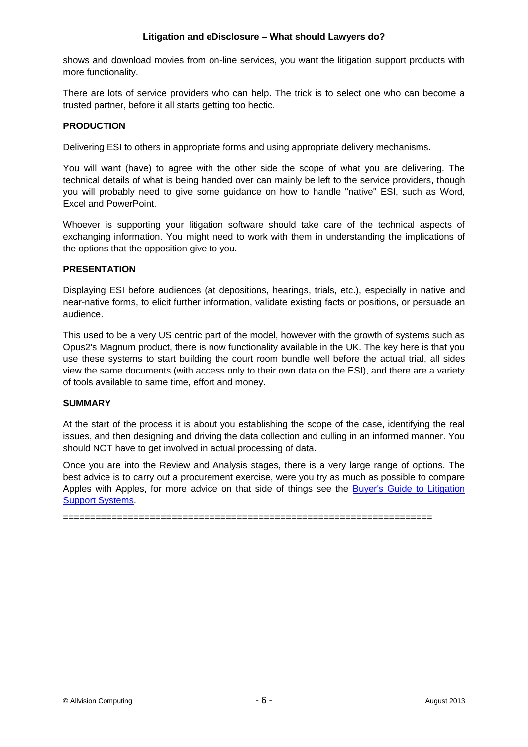shows and download movies from on-line services, you want the litigation support products with more functionality.

There are lots of service providers who can help. The trick is to select one who can become a trusted partner, before it all starts getting too hectic.

**PRODUCTION**

Delivering ESI to others in appropriate forms and using appropriate delivery mechanisms.

You will want (have) to agree with the other side the scope of what you are delivering. The technical details of what is being handed over can mainly be left to the service providers, though you will probably need to give some guidance on how to handle "native" ESI, such as Word, Excel and PowerPoint.

Whoever is supporting your litigation software should take care of the technical aspects of exchanging information. You might need to work with them in understanding the implications of the options that the opposition give to you.

**PRESENTATION**

Displaying ESI before audiences (at depositions, hearings, trials, etc.), especially in native and near-native forms, to elicit further information, validate existing facts or positions, or persuade an audience.

This used to be a very US centric part of the model, however with the growth of systems such as Opus2's Magnum product, there is now functionality available in the UK. The key here is that you use these systems to start building the court room bundle well before the actual trial, all sides view the same documents (with access only to their own data on the ESI), and there are a variety of tools available to same time, effort and money.

**SUMMARY**

At the start of the process it is about you establishing the scope of the case, identifying the real issues, and then designing and driving the data collection and culling in an informed manner. You should NOT have to get involved in actual processing of data.

Once you are into the Review and Analysis stages, there is a very large range of options. The best advice is to carry out a procurement exercise, were you try as much as possible to compare Apples with Apples, for more advice on that side of things see the [Buyer's Guide to Litigation Support Systems](Buyer's Guide to Litigation Support Systems).

=================================================================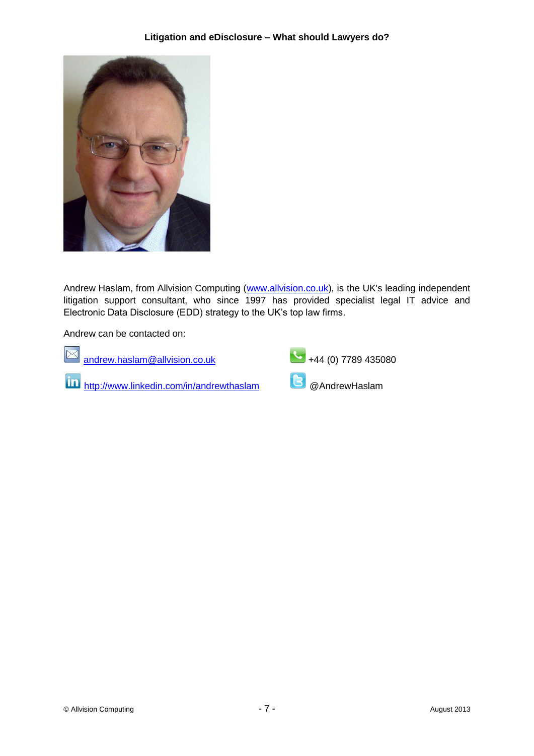Andrew Haslam, from Allvision Computing (www.allvision.co.uk), is the UK's leading independent litigation support consultant, who since 1997 has provided specialist legal IT advice and Electronic Data Disclosure (EDD) strategy to the UK's top law firms.

Andrew can be contacted on:

andrew.haslam@allvision.co.uk

+44 (0) 7789 435080

http://www.linkedin.com/in/andrewthaslam

@AndrewHaslam